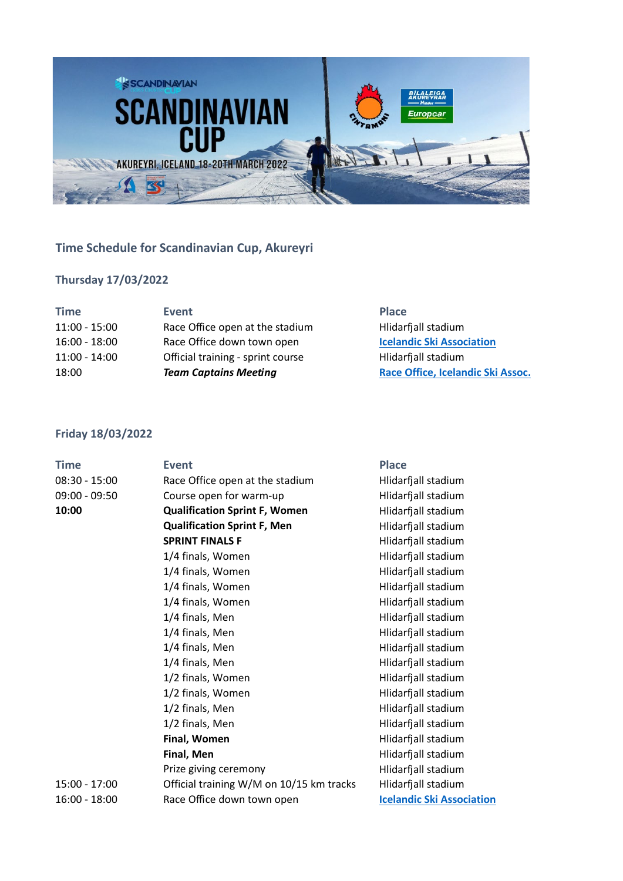## Time Schedule for Scandinavian Cup, Akureyri

### Thursday 17/03/2022

| Time | Event | Place |
|---|---|---|
| 11:00 - 15:00 | Race Office open at the stadium | Hlidarfjall stadium |
| 16:00 - 18:00 | Race Office down town open | Icelandic Ski Association |
| 11:00 - 14:00 | Official training - sprint course | Hlidarfjall stadium |
| 18:00 | ***Team Captains Meeting*** | Race Office, Icelandic Ski Assoc. |

### Friday 18/03/2022

| Time | Event | Place |
|---|---|---|
| 08:30 - 15:00 | Race Office open at the stadium | Hlidarfjall stadium |
| 09:00 - 09:50 | Course open for warm-up | Hlidarfjall stadium |
| **10:00** | **Qualification Sprint F, Women** | Hlidarfjall stadium |
| | **Qualification Sprint F, Men** | Hlidarfjall stadium |
| | **SPRINT FINALS F** | Hlidarfjall stadium |
| | 1/4 finals, Women | Hlidarfjall stadium |
| | 1/4 finals, Women | Hlidarfjall stadium |
| | 1/4 finals, Women | Hlidarfjall stadium |
| | 1/4 finals, Women | Hlidarfjall stadium |
| | 1/4 finals, Men | Hlidarfjall stadium |
| | 1/4 finals, Men | Hlidarfjall stadium |
| | 1/4 finals, Men | Hlidarfjall stadium |
| | 1/4 finals, Men | Hlidarfjall stadium |
| | 1/2 finals, Women | Hlidarfjall stadium |
| | 1/2 finals, Women | Hlidarfjall stadium |
| | 1/2 finals, Men | Hlidarfjall stadium |
| | 1/2 finals, Men | Hlidarfjall stadium |
| | **Final, Women** | Hlidarfjall stadium |
| | **Final, Men** | Hlidarfjall stadium |
| | Prize giving ceremony | Hlidarfjall stadium |
| 15:00 - 17:00 | Official training W/M on 10/15 km tracks | Hlidarfjall stadium |
| 16:00 - 18:00 | Race Office down town open | Icelandic Ski Association |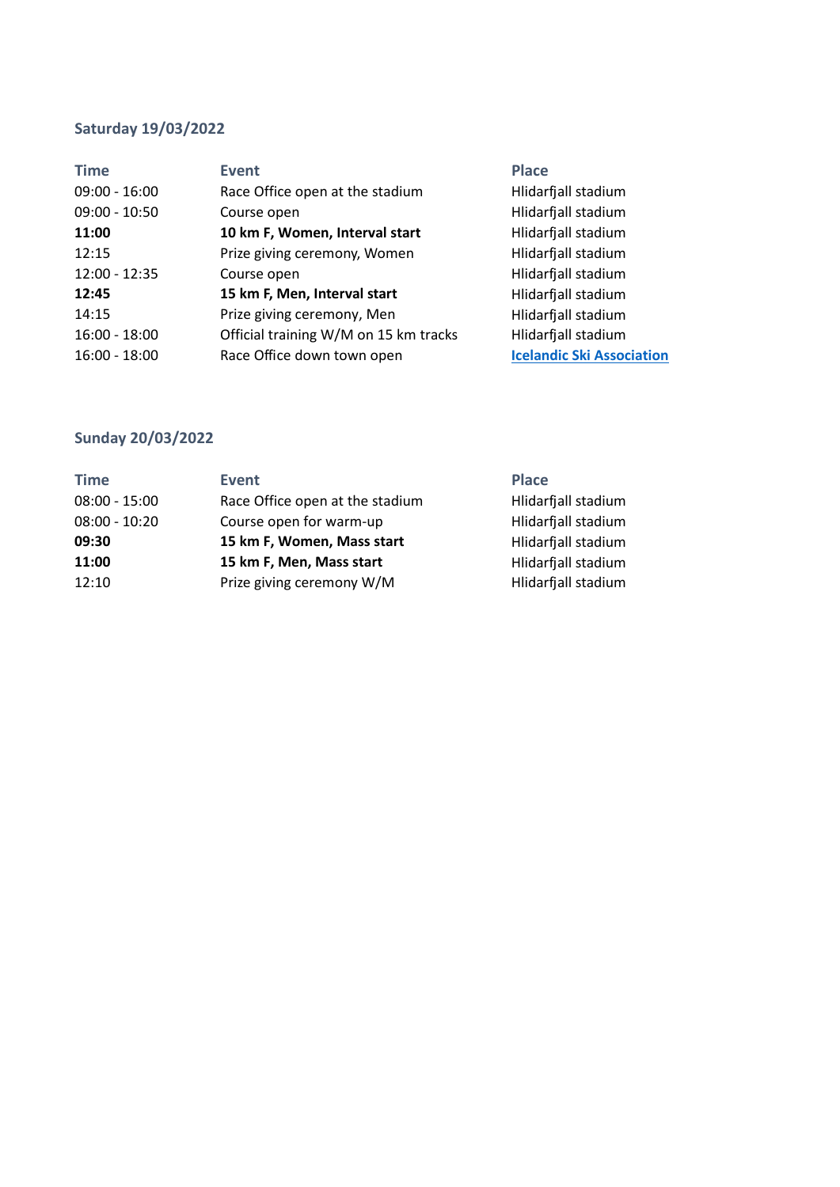### Saturday 19/03/2022

| Time | Event | Place |
|---|---|---|
| 09:00 - 16:00 | Race Office open at the stadium | Hlidarfjall stadium |
| 09:00 - 10:50 | Course open | Hlidarfjall stadium |
| **11:00** | **10 km F, Women, Interval start** | Hlidarfjall stadium |
| 12:15 | Prize giving ceremony, Women | Hlidarfjall stadium |
| 12:00 - 12:35 | Course open | Hlidarfjall stadium |
| **12:45** | **15 km F, Men, Interval start** | Hlidarfjall stadium |
| 14:15 | Prize giving ceremony, Men | Hlidarfjall stadium |
| 16:00 - 18:00 | Official training W/M on 15 km tracks | Hlidarfjall stadium |
| 16:00 - 18:00 | Race Office down town open | **Icelandic Ski Association** |

### Sunday 20/03/2022

| Time | Event | Place |
|---|---|---|
| 08:00 - 15:00 | Race Office open at the stadium | Hlidarfjall stadium |
| 08:00 - 10:20 | Course open for warm-up | Hlidarfjall stadium |
| **09:30** | **15 km F, Women, Mass start** | Hlidarfjall stadium |
| **11:00** | **15 km F, Men, Mass start** | Hlidarfjall stadium |
| 12:10 | Prize giving ceremony W/M | Hlidarfjall stadium |